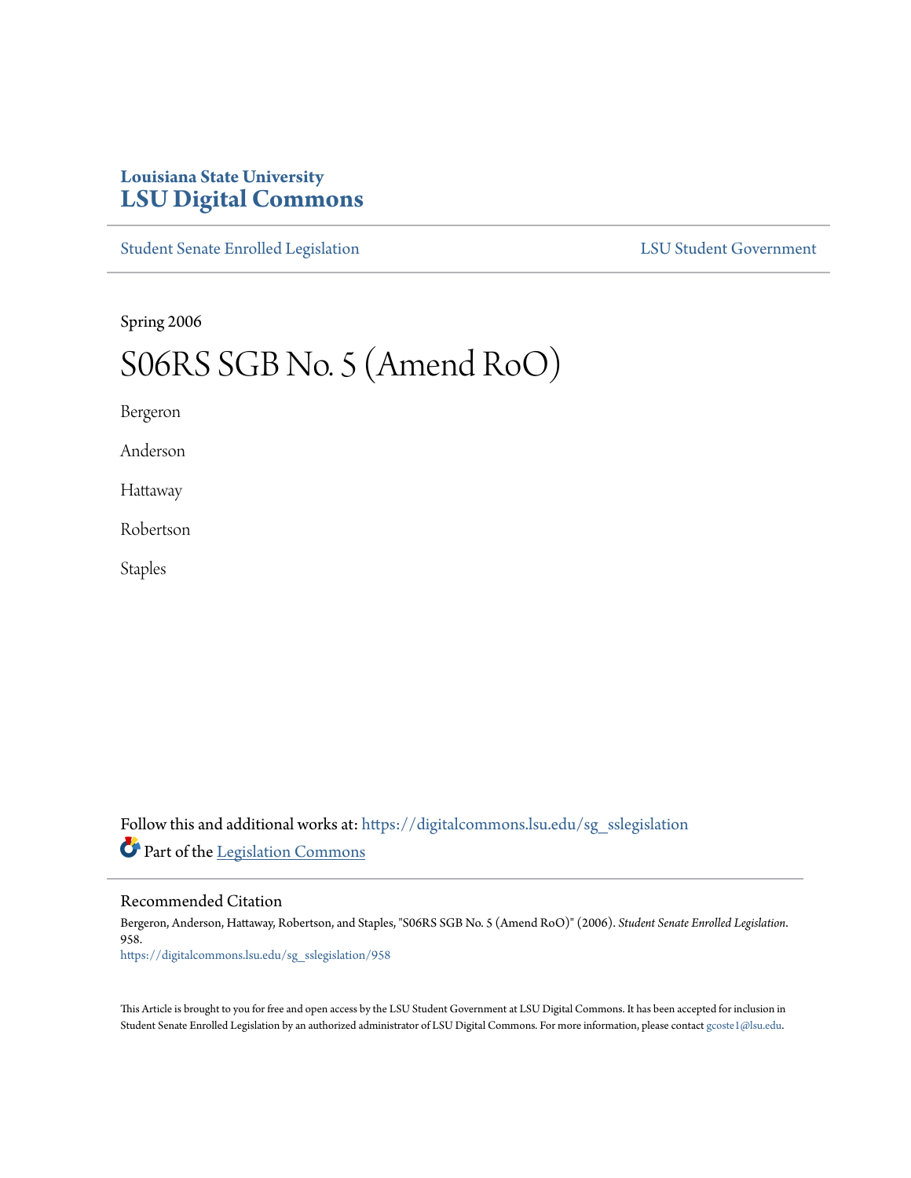Louisiana State University

**LSU Digital Commons**

Student Senate Enrolled Legislation | LSU Student Government

Spring 2006

# S06RS SGB No. 5 (Amend RoO)

Bergeron

Anderson

Hattaway

Robertson

Staples

Follow this and additional works at: https://digitalcommons.lsu.edu/sg_sslegislation

Part of the Legislation Commons

## Recommended Citation

Bergeron, Anderson, Hattaway, Robertson, and Staples, "S06RS SGB No. 5 (Amend RoO)" (2006). *Student Senate Enrolled Legislation*. 958.
https://digitalcommons.lsu.edu/sg_sslegislation/958

This Article is brought to you for free and open access by the LSU Student Government at LSU Digital Commons. It has been accepted for inclusion in Student Senate Enrolled Legislation by an authorized administrator of LSU Digital Commons. For more information, please contact gcoste1@lsu.edu.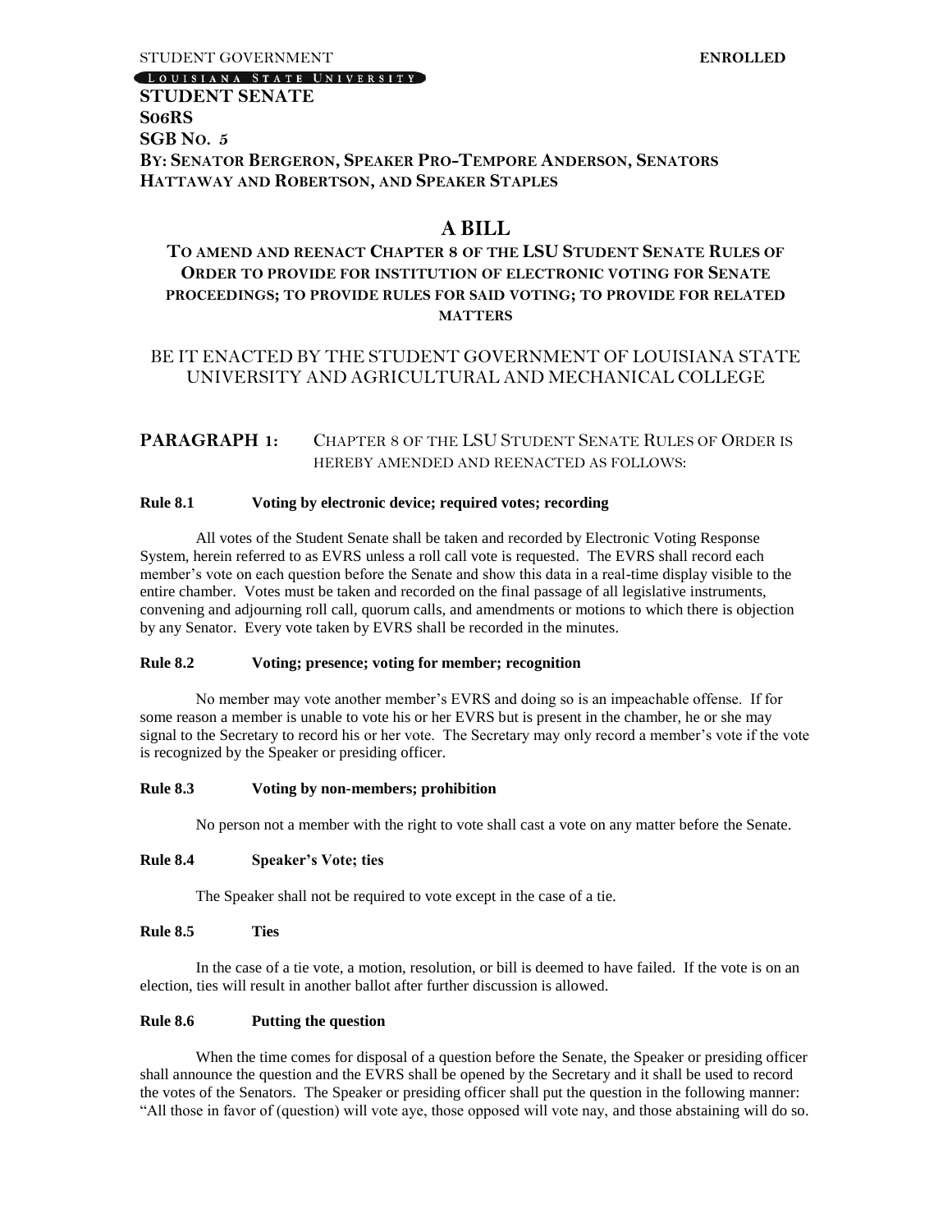STUDENT GOVERNMENT **ENROLLED**

LOUISIANA STATE UNIVERSITY

**STUDENT SENATE**
**S06RS**
**SGB NO. 5**
**BY: SENATOR BERGERON, SPEAKER PRO-TEMPORE ANDERSON, SENATORS HATTAWAY AND ROBERTSON, AND SPEAKER STAPLES**

# A BILL

## TO AMEND AND REENACT CHAPTER 8 OF THE LSU STUDENT SENATE RULES OF ORDER TO PROVIDE FOR INSTITUTION OF ELECTRONIC VOTING FOR SENATE PROCEEDINGS; TO PROVIDE RULES FOR SAID VOTING; TO PROVIDE FOR RELATED MATTERS

BE IT ENACTED BY THE STUDENT GOVERNMENT OF LOUISIANA STATE UNIVERSITY AND AGRICULTURAL AND MECHANICAL COLLEGE

**PARAGRAPH 1:** CHAPTER 8 OF THE LSU STUDENT SENATE RULES OF ORDER IS HEREBY AMENDED AND REENACTED AS FOLLOWS:

**Rule 8.1 Voting by electronic device; required votes; recording**

All votes of the Student Senate shall be taken and recorded by Electronic Voting Response System, herein referred to as EVRS unless a roll call vote is requested. The EVRS shall record each member's vote on each question before the Senate and show this data in a real-time display visible to the entire chamber. Votes must be taken and recorded on the final passage of all legislative instruments, convening and adjourning roll call, quorum calls, and amendments or motions to which there is objection by any Senator. Every vote taken by EVRS shall be recorded in the minutes.

**Rule 8.2 Voting; presence; voting for member; recognition**

No member may vote another member's EVRS and doing so is an impeachable offense. If for some reason a member is unable to vote his or her EVRS but is present in the chamber, he or she may signal to the Secretary to record his or her vote. The Secretary may only record a member's vote if the vote is recognized by the Speaker or presiding officer.

**Rule 8.3 Voting by non-members; prohibition**

No person not a member with the right to vote shall cast a vote on any matter before the Senate.

**Rule 8.4 Speaker's Vote; ties**

The Speaker shall not be required to vote except in the case of a tie.

**Rule 8.5 Ties**

In the case of a tie vote, a motion, resolution, or bill is deemed to have failed. If the vote is on an election, ties will result in another ballot after further discussion is allowed.

**Rule 8.6 Putting the question**

When the time comes for disposal of a question before the Senate, the Speaker or presiding officer shall announce the question and the EVRS shall be opened by the Secretary and it shall be used to record the votes of the Senators. The Speaker or presiding officer shall put the question in the following manner: "All those in favor of (question) will vote aye, those opposed will vote nay, and those abstaining will do so.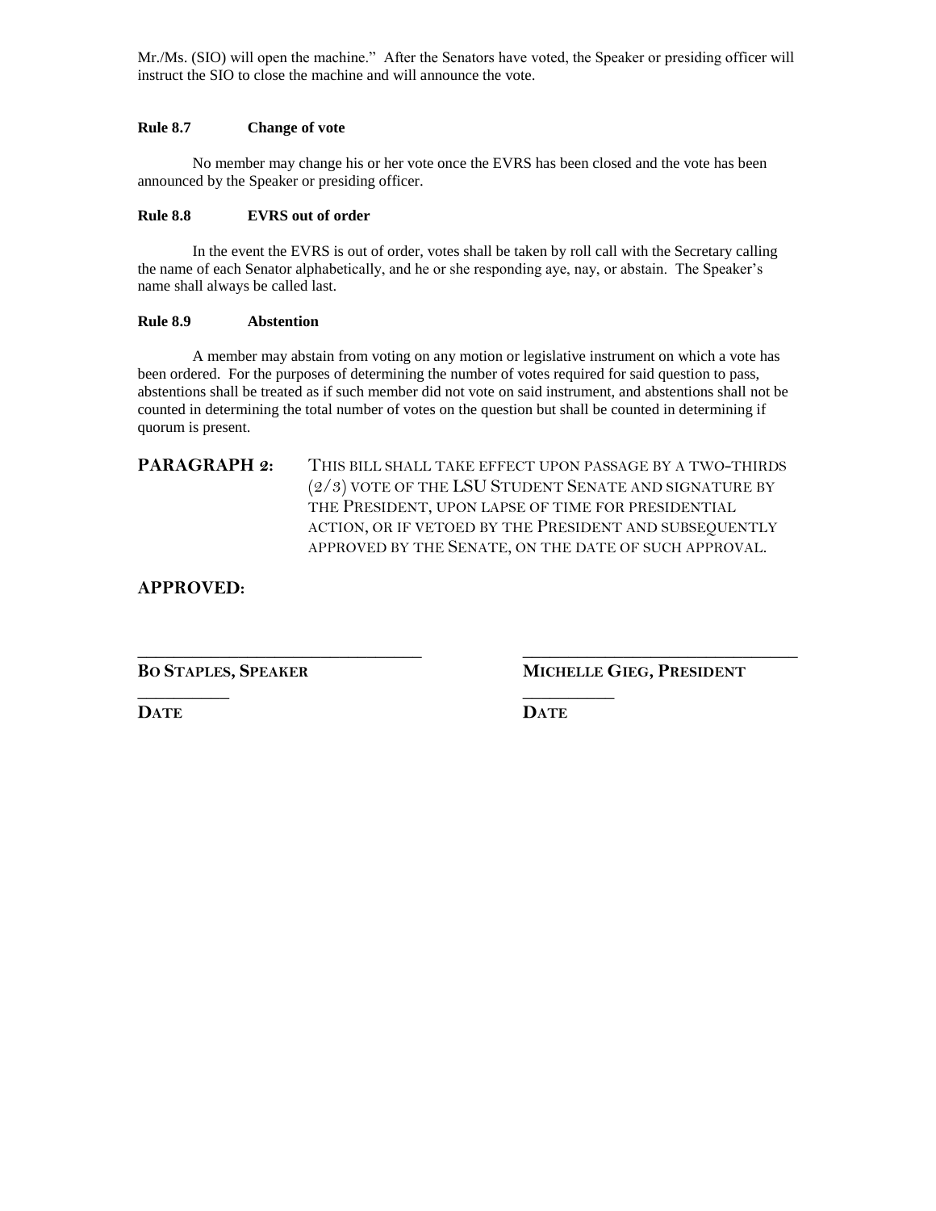Mr./Ms. (SIO) will open the machine." After the Senators have voted, the Speaker or presiding officer will instruct the SIO to close the machine and will announce the vote.

**Rule 8.7 Change of vote**

No member may change his or her vote once the EVRS has been closed and the vote has been announced by the Speaker or presiding officer.

**Rule 8.8 EVRS out of order**

In the event the EVRS is out of order, votes shall be taken by roll call with the Secretary calling the name of each Senator alphabetically, and he or she responding aye, nay, or abstain. The Speaker's name shall always be called last.

**Rule 8.9 Abstention**

A member may abstain from voting on any motion or legislative instrument on which a vote has been ordered. For the purposes of determining the number of votes required for said question to pass, abstentions shall be treated as if such member did not vote on said instrument, and abstentions shall not be counted in determining the total number of votes on the question but shall be counted in determining if quorum is present.

**PARAGRAPH 2:** THIS BILL SHALL TAKE EFFECT UPON PASSAGE BY A TWO-THIRDS (2/3) VOTE OF THE LSU STUDENT SENATE AND SIGNATURE BY THE PRESIDENT, UPON LAPSE OF TIME FOR PRESIDENTIAL ACTION, OR IF VETOED BY THE PRESIDENT AND SUBSEQUENTLY APPROVED BY THE SENATE, ON THE DATE OF SUCH APPROVAL.

**APPROVED:**

\_\_\_\_\_\_\_\_\_\_\_\_\_\_\_\_\_\_\_\_\_\_\_\_\_\_\_\_\_\_\_\_
**BO STAPLES, SPEAKER**

\_\_\_\_\_\_\_\_\_\_
**DATE**

\_\_\_\_\_\_\_\_\_\_\_\_\_\_\_\_\_\_\_\_\_\_\_\_\_\_\_\_\_\_\_\_
**MICHELLE GIEG, PRESIDENT**

\_\_\_\_\_\_\_\_\_\_
**DATE**